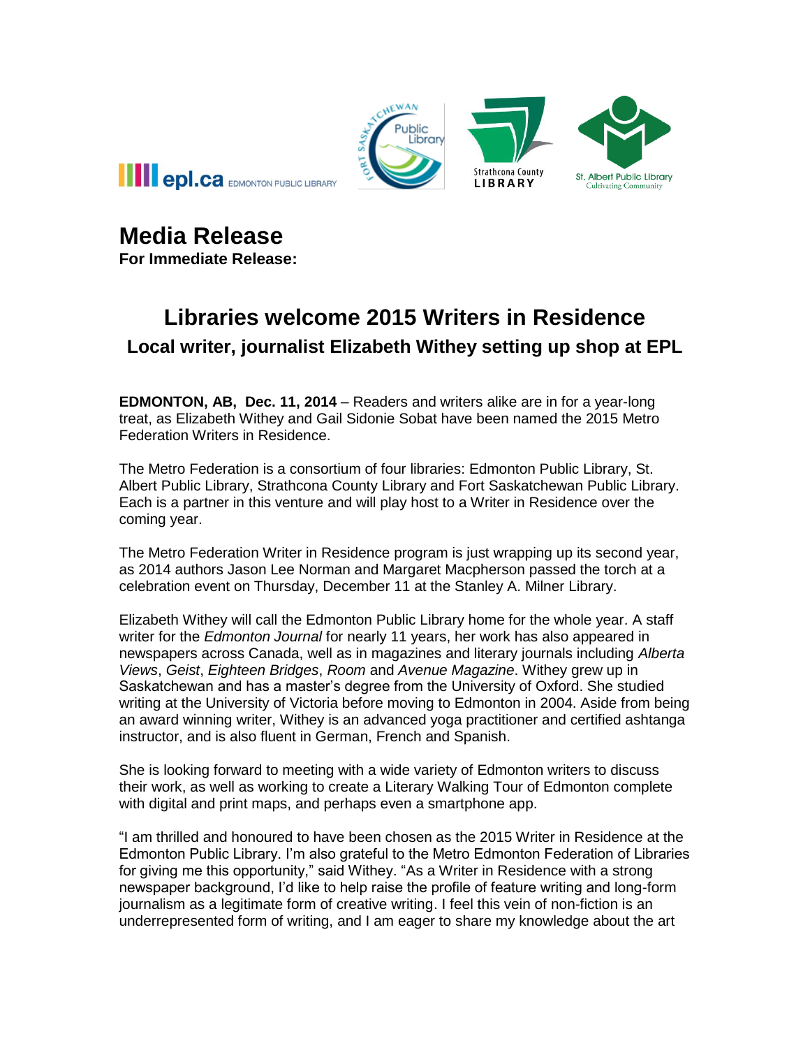# Media Release

**For Immediate Release:**

## Libraries welcome 2015 Writers in Residence

### Local writer, journalist Elizabeth Withey setting up shop at EPL

**EDMONTON, AB, Dec. 11, 2014** – Readers and writers alike are in for a year-long treat, as Elizabeth Withey and Gail Sidonie Sobat have been named the 2015 Metro Federation Writers in Residence.

The Metro Federation is a consortium of four libraries: Edmonton Public Library, St. Albert Public Library, Strathcona County Library and Fort Saskatchewan Public Library. Each is a partner in this venture and will play host to a Writer in Residence over the coming year.

The Metro Federation Writer in Residence program is just wrapping up its second year, as 2014 authors Jason Lee Norman and Margaret Macpherson passed the torch at a celebration event on Thursday, December 11 at the Stanley A. Milner Library.

Elizabeth Withey will call the Edmonton Public Library home for the whole year. A staff writer for the *Edmonton Journal* for nearly 11 years, her work has also appeared in newspapers across Canada, well as in magazines and literary journals including *Alberta Views*, *Geist*, *Eighteen Bridges*, *Room* and *Avenue Magazine*. Withey grew up in Saskatchewan and has a master's degree from the University of Oxford. She studied writing at the University of Victoria before moving to Edmonton in 2004. Aside from being an award winning writer, Withey is an advanced yoga practitioner and certified ashtanga instructor, and is also fluent in German, French and Spanish.

She is looking forward to meeting with a wide variety of Edmonton writers to discuss their work, as well as working to create a Literary Walking Tour of Edmonton complete with digital and print maps, and perhaps even a smartphone app.

"I am thrilled and honoured to have been chosen as the 2015 Writer in Residence at the Edmonton Public Library. I'm also grateful to the Metro Edmonton Federation of Libraries for giving me this opportunity," said Withey. "As a Writer in Residence with a strong newspaper background, I'd like to help raise the profile of feature writing and long-form journalism as a legitimate form of creative writing. I feel this vein of non-fiction is an underrepresented form of writing, and I am eager to share my knowledge about the art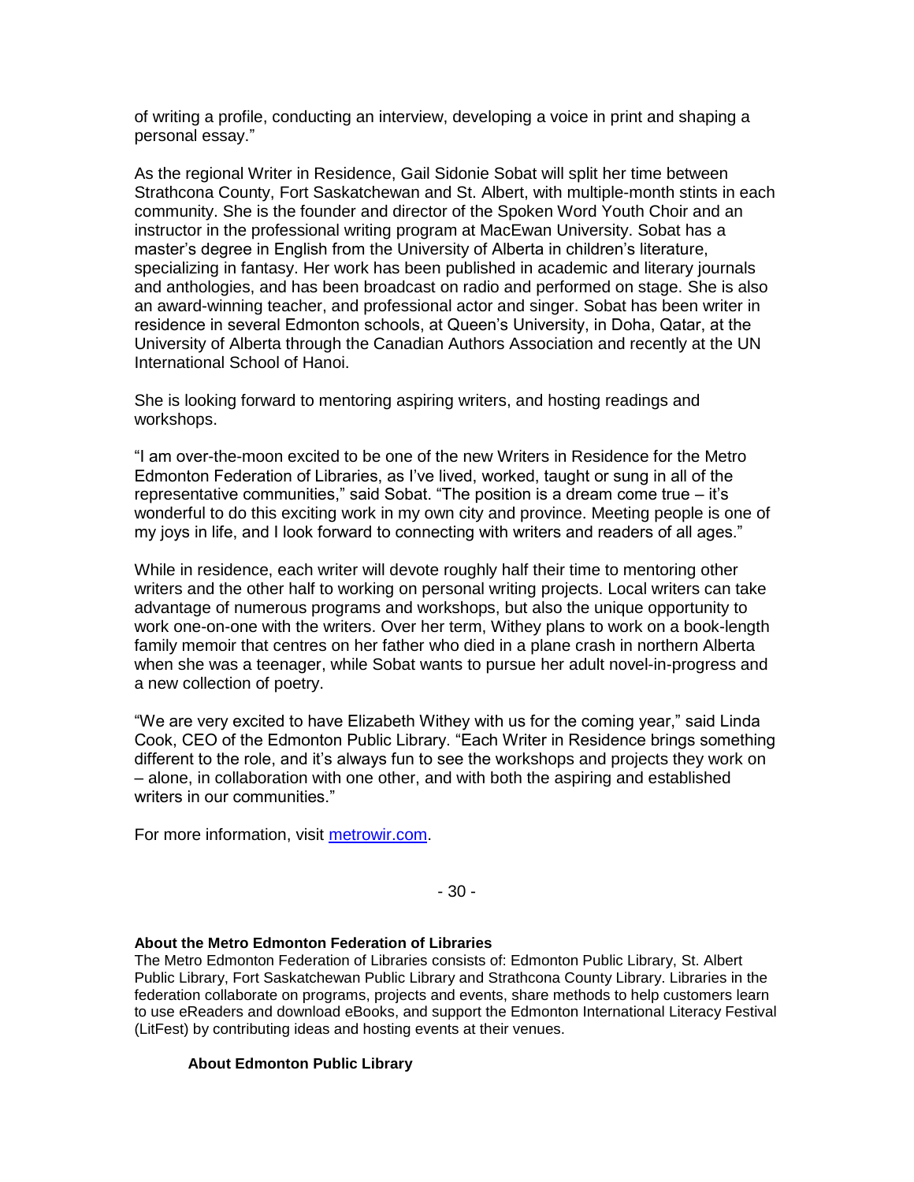of writing a profile, conducting an interview, developing a voice in print and shaping a personal essay."

As the regional Writer in Residence, Gail Sidonie Sobat will split her time between Strathcona County, Fort Saskatchewan and St. Albert, with multiple-month stints in each community. She is the founder and director of the Spoken Word Youth Choir and an instructor in the professional writing program at MacEwan University. Sobat has a master's degree in English from the University of Alberta in children's literature, specializing in fantasy. Her work has been published in academic and literary journals and anthologies, and has been broadcast on radio and performed on stage. She is also an award-winning teacher, and professional actor and singer. Sobat has been writer in residence in several Edmonton schools, at Queen's University, in Doha, Qatar, at the University of Alberta through the Canadian Authors Association and recently at the UN International School of Hanoi.

She is looking forward to mentoring aspiring writers, and hosting readings and workshops.

"I am over-the-moon excited to be one of the new Writers in Residence for the Metro Edmonton Federation of Libraries, as I've lived, worked, taught or sung in all of the representative communities," said Sobat. "The position is a dream come true – it's wonderful to do this exciting work in my own city and province. Meeting people is one of my joys in life, and I look forward to connecting with writers and readers of all ages."

While in residence, each writer will devote roughly half their time to mentoring other writers and the other half to working on personal writing projects. Local writers can take advantage of numerous programs and workshops, but also the unique opportunity to work one-on-one with the writers. Over her term, Withey plans to work on a book-length family memoir that centres on her father who died in a plane crash in northern Alberta when she was a teenager, while Sobat wants to pursue her adult novel-in-progress and a new collection of poetry.

"We are very excited to have Elizabeth Withey with us for the coming year," said Linda Cook, CEO of the Edmonton Public Library. "Each Writer in Residence brings something different to the role, and it's always fun to see the workshops and projects they work on – alone, in collaboration with one other, and with both the aspiring and established writers in our communities."

For more information, visit [metrowir.com](metrowir.com).

- 30 -

**About the Metro Edmonton Federation of Libraries**

The Metro Edmonton Federation of Libraries consists of: Edmonton Public Library, St. Albert Public Library, Fort Saskatchewan Public Library and Strathcona County Library. Libraries in the federation collaborate on programs, projects and events, share methods to help customers learn to use eReaders and download eBooks, and support the Edmonton International Literacy Festival (LitFest) by contributing ideas and hosting events at their venues.

**About Edmonton Public Library**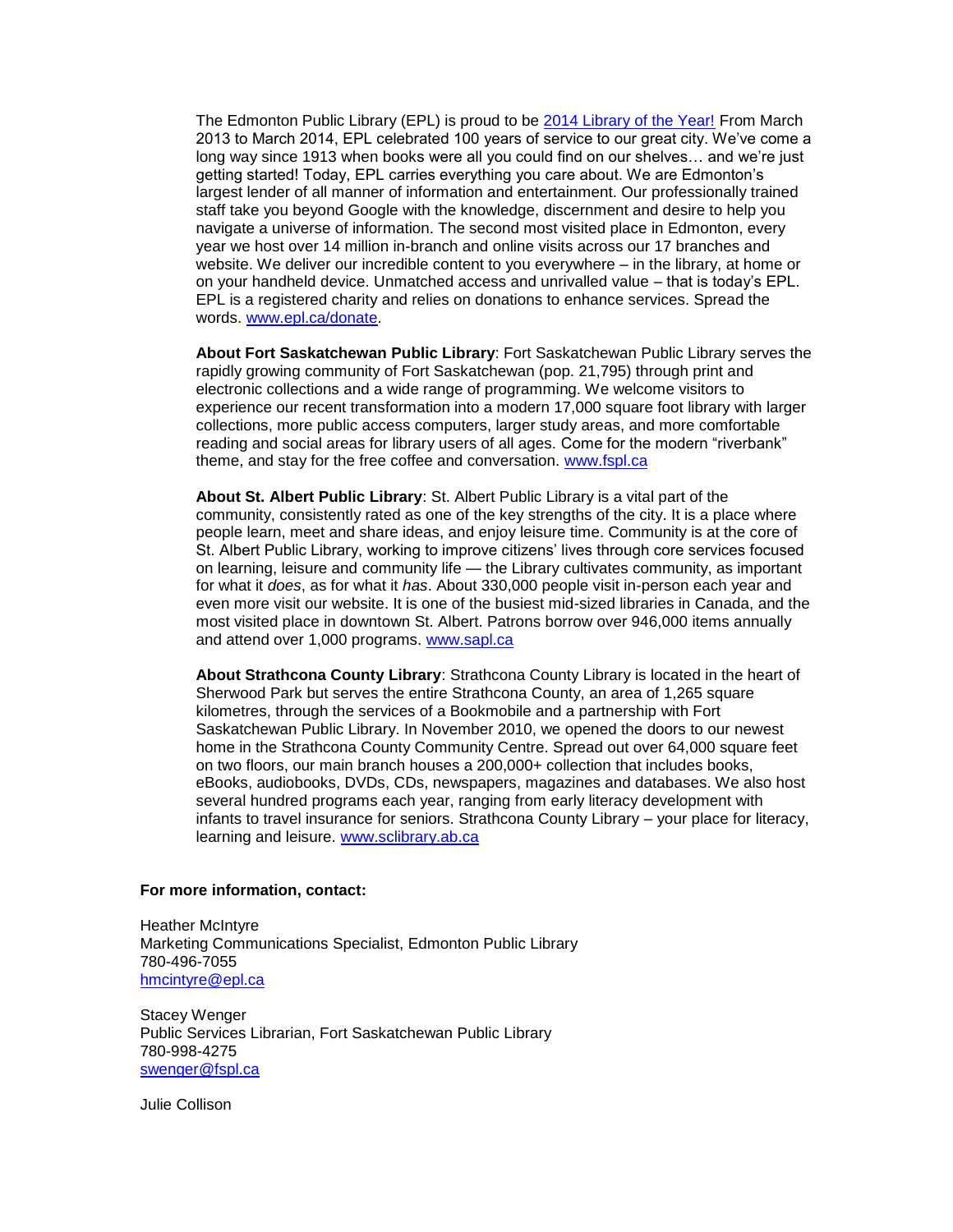The Edmonton Public Library (EPL) is proud to be [2014 Library of the Year!](#) From March 2013 to March 2014, EPL celebrated 100 years of service to our great city. We've come a long way since 1913 when books were all you could find on our shelves… and we're just getting started! Today, EPL carries everything you care about. We are Edmonton's largest lender of all manner of information and entertainment. Our professionally trained staff take you beyond Google with the knowledge, discernment and desire to help you navigate a universe of information. The second most visited place in Edmonton, every year we host over 14 million in-branch and online visits across our 17 branches and website. We deliver our incredible content to you everywhere – in the library, at home or on your handheld device. Unmatched access and unrivalled value – that is today's EPL. EPL is a registered charity and relies on donations to enhance services. Spread the words. www.epl.ca/donate.

**About Fort Saskatchewan Public Library**: Fort Saskatchewan Public Library serves the rapidly growing community of Fort Saskatchewan (pop. 21,795) through print and electronic collections and a wide range of programming. We welcome visitors to experience our recent transformation into a modern 17,000 square foot library with larger collections, more public access computers, larger study areas, and more comfortable reading and social areas for library users of all ages. Come for the modern "riverbank" theme, and stay for the free coffee and conversation. www.fspl.ca

**About St. Albert Public Library**: St. Albert Public Library is a vital part of the community, consistently rated as one of the key strengths of the city. It is a place where people learn, meet and share ideas, and enjoy leisure time. Community is at the core of St. Albert Public Library, working to improve citizens' lives through core services focused on learning, leisure and community life — the Library cultivates community, as important for what it *does*, as for what it *has*. About 330,000 people visit in-person each year and even more visit our website. It is one of the busiest mid-sized libraries in Canada, and the most visited place in downtown St. Albert. Patrons borrow over 946,000 items annually and attend over 1,000 programs. www.sapl.ca

**About Strathcona County Library**: Strathcona County Library is located in the heart of Sherwood Park but serves the entire Strathcona County, an area of 1,265 square kilometres, through the services of a Bookmobile and a partnership with Fort Saskatchewan Public Library. In November 2010, we opened the doors to our newest home in the Strathcona County Community Centre. Spread out over 64,000 square feet on two floors, our main branch houses a 200,000+ collection that includes books, eBooks, audiobooks, DVDs, CDs, newspapers, magazines and databases. We also host several hundred programs each year, ranging from early literacy development with infants to travel insurance for seniors. Strathcona County Library – your place for literacy, learning and leisure. www.sclibrary.ab.ca

**For more information, contact:**

Heather McIntyre
Marketing Communications Specialist, Edmonton Public Library
780-496-7055
hmcintyre@epl.ca

Stacey Wenger
Public Services Librarian, Fort Saskatchewan Public Library
780-998-4275
swenger@fspl.ca

Julie Collison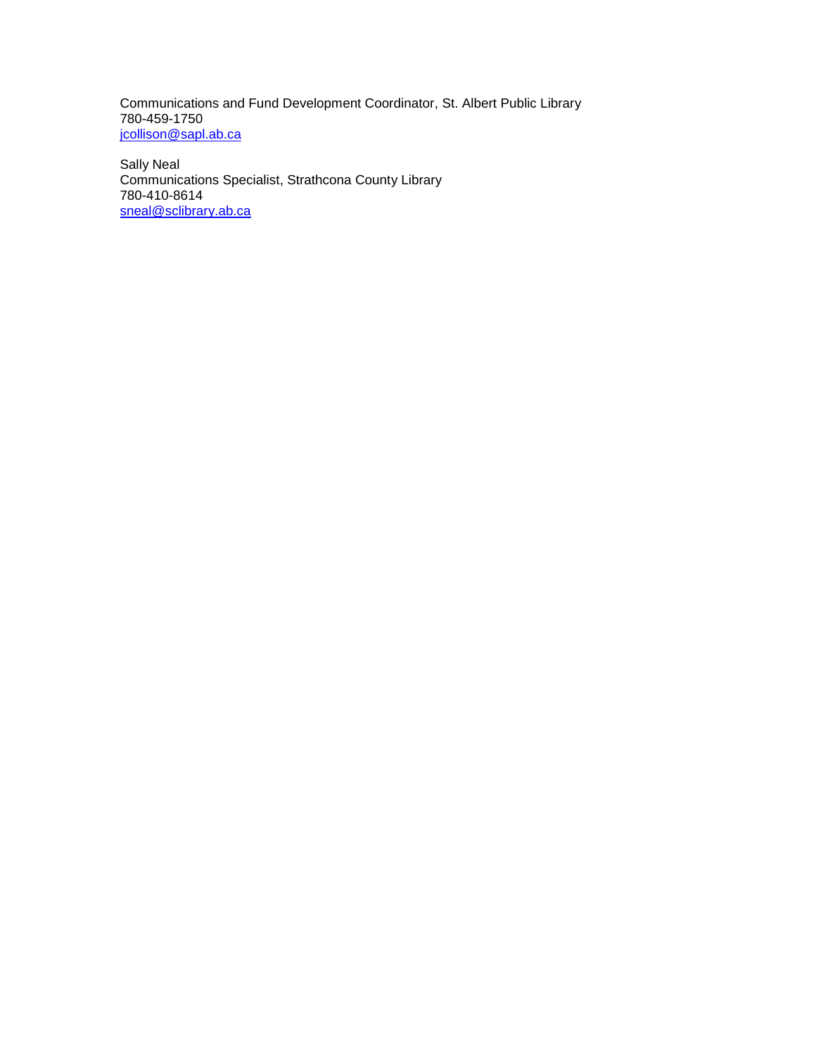Communications and Fund Development Coordinator, St. Albert Public Library
780-459-1750
jcollison@sapl.ab.ca

Sally Neal
Communications Specialist, Strathcona County Library
780-410-8614
sneal@sclibrary.ab.ca